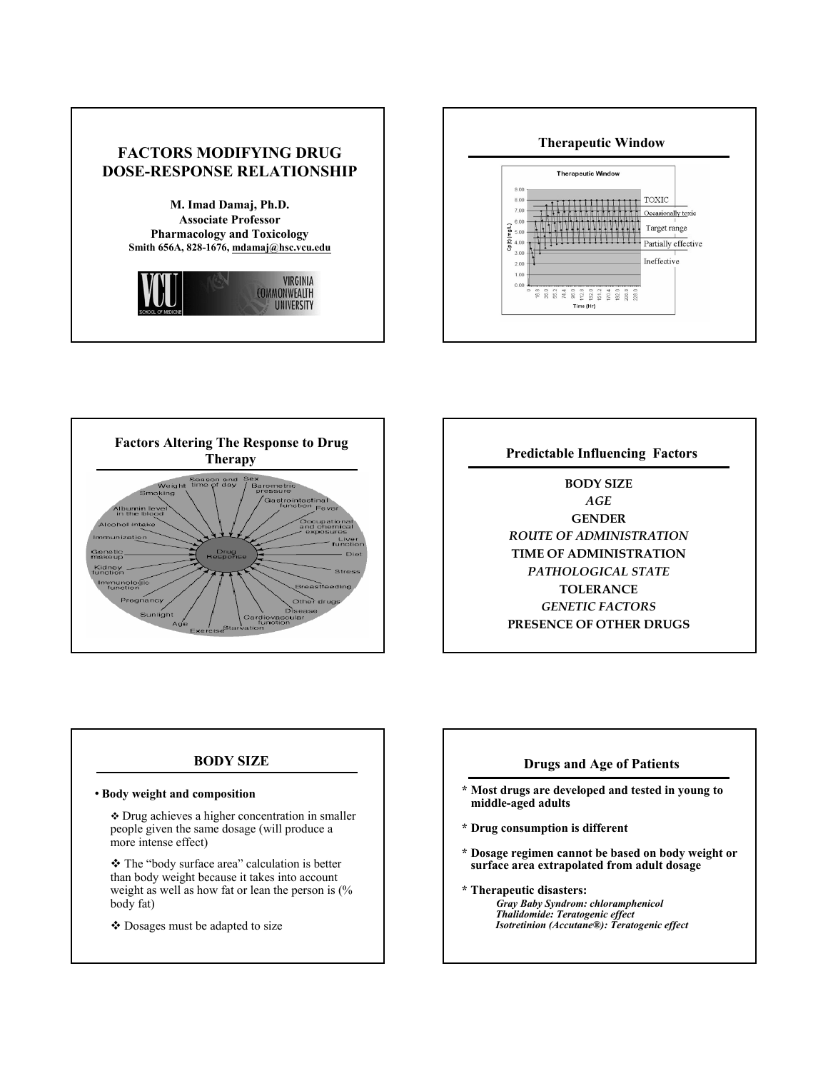# FACTORS MODIFYING DRUG DOSE-RESPONSE RELATIONSHIP

**M. Imad Damaj, Ph.D.**
**Associate Professor**
**Pharmacology and Toxicology**
**Smith 656A, 828-1676, mdamaj@hsc.vcu.edu**

VIRGINIA COMMONWEALTH UNIVERSITY

## Therapeutic Window

Therapeutic Window

- TOXIC
- Occasionally toxic
- Target range
- Partially effective
- Ineffective

## Factors Altering The Response to Drug Therapy

Drug Response: Season and time of day, Sex, Barometric pressure, Gastrointestinal function, Fever, Occupational and chemical exposures, Liver function, Diet, Stress, Breastfeeding, Other drugs, Disease, Cardiovascular function, Starvation, Exercise, Age, Sunlight, Pregnancy, Immunologic function, Kidney function, Genetic makeup, Immunization, Alcohol intake, Albumin level in the blood, Smoking, Weight

## Predictable Influencing Factors

**BODY SIZE**
*AGE*
**GENDER**
*ROUTE OF ADMINISTRATION*
**TIME OF ADMINISTRATION**
*PATHOLOGICAL STATE*
**TOLERANCE**
*GENETIC FACTORS*
**PRESENCE OF OTHER DRUGS**

## BODY SIZE

- **Body weight and composition**
  - Drug achieves a higher concentration in smaller people given the same dosage (will produce a more intense effect)
  - The "body surface area" calculation is better than body weight because it takes into account weight as well as how fat or lean the person is (% body fat)
  - Dosages must be adapted to size

## Drugs and Age of Patients

- **Most drugs are developed and tested in young to middle-aged adults**
- **Drug consumption is different**
- **Dosage regimen cannot be based on body weight or surface area extrapolated from adult dosage**
- **Therapeutic disasters:**
  - ***Gray Baby Syndrom: chloramphenicol***
  - ***Thalidomide: Teratogenic effect***
  - ***Isotretinion (Accutane®): Teratogenic effect***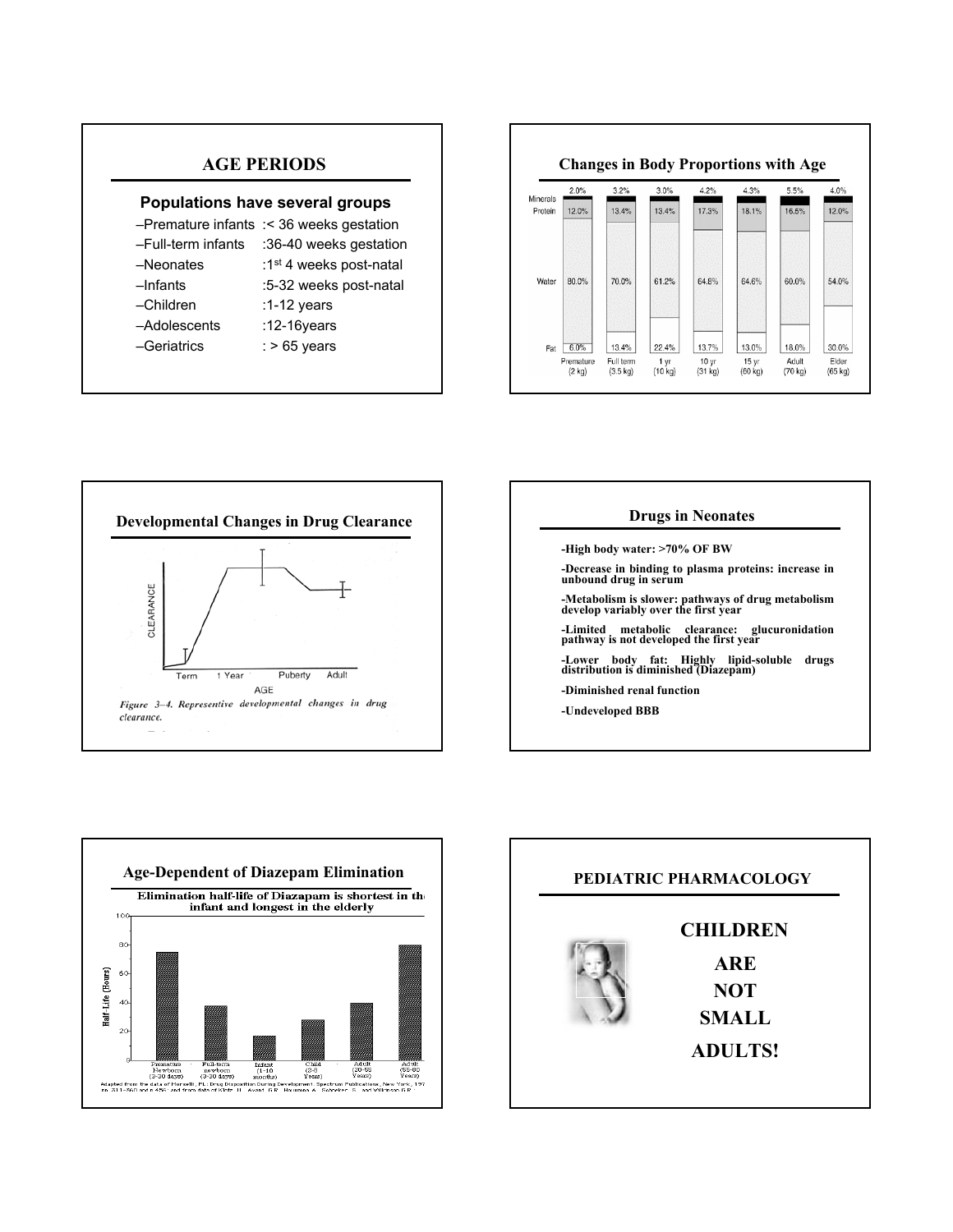## AGE PERIODS

### Populations have several groups

- –Premature infants :< 36 weeks gestation
- –Full-term infants :36-40 weeks gestation
- –Neonates :1st 4 weeks post-natal
- –Infants :5-32 weeks post-natal
- –Children :1-12 years
- –Adolescents :12-16years
- –Geriatrics : > 65 years

## Changes in Body Proportions with Age

| | Premature (2 kg) | Full term (3.5 kg) | 1 yr (10 kg) | 10 yr (31 kg) | 15 yr (60 kg) | Adult (70 kg) | Elder (65 kg) |
|---|---|---|---|---|---|---|---|
| Minerals | 2.0% | 3.2% | 3.0% | 4.2% | 4.3% | 5.5% | 4.0% |
| Protein | 12.0% | 13.4% | 13.4% | 17.3% | 18.1% | 16.5% | 12.0% |
| Water | 80.0% | 70.0% | 61.2% | 64.8% | 64.6% | 60.0% | 54.0% |
| Fat | 6.0% | 13.4% | 22.4% | 13.7% | 13.0% | 18.0% | 30.0% |

## Developmental Changes in Drug Clearance

CLEARANCE

Term 1 Year Puberty Adult

AGE

*Figure 3–4. Representive developmental changes in drug clearance.*

## Drugs in Neonates

- **-High body water: >70% OF BW**
- **-Decrease in binding to plasma proteins: increase in unbound drug in serum**
- **-Metabolism is slower: pathways of drug metabolism develop variably over the first year**
- **-Limited metabolic clearance: glucuronidation pathway is not developed the first year**
- **-Lower body fat: Highly lipid-soluble drugs distribution is diminished (Diazepam)**
- **-Diminished renal function**
- **-Undeveloped BBB**

## Age-Dependent of Diazepam Elimination

**Elimination half-life of Diazepam is shortest in the infant and longest in the elderly**

Half-Life (Hours): 0, 20, 40, 60, 80, 100

Premature Newborn (3-30 days) | Full-term newborn (3-30 days) | Infant (1-10 months) | Child (2-8 Years) | Adult (20-55 Years) | Adult (65-80 Years)

Adapted from the data of Morselli, PL: Drug Disposition During Development, Spectrum Publications, New York, 197... pp. 311-360 and p.456; and from data of Klotz, U., Avant, G.R., Hoyumpa, A., Schenker, S., and Wilkinson G.R.

## PEDIATRIC PHARMACOLOGY

**CHILDREN**

**ARE**

**NOT**

**SMALL**

**ADULTS!**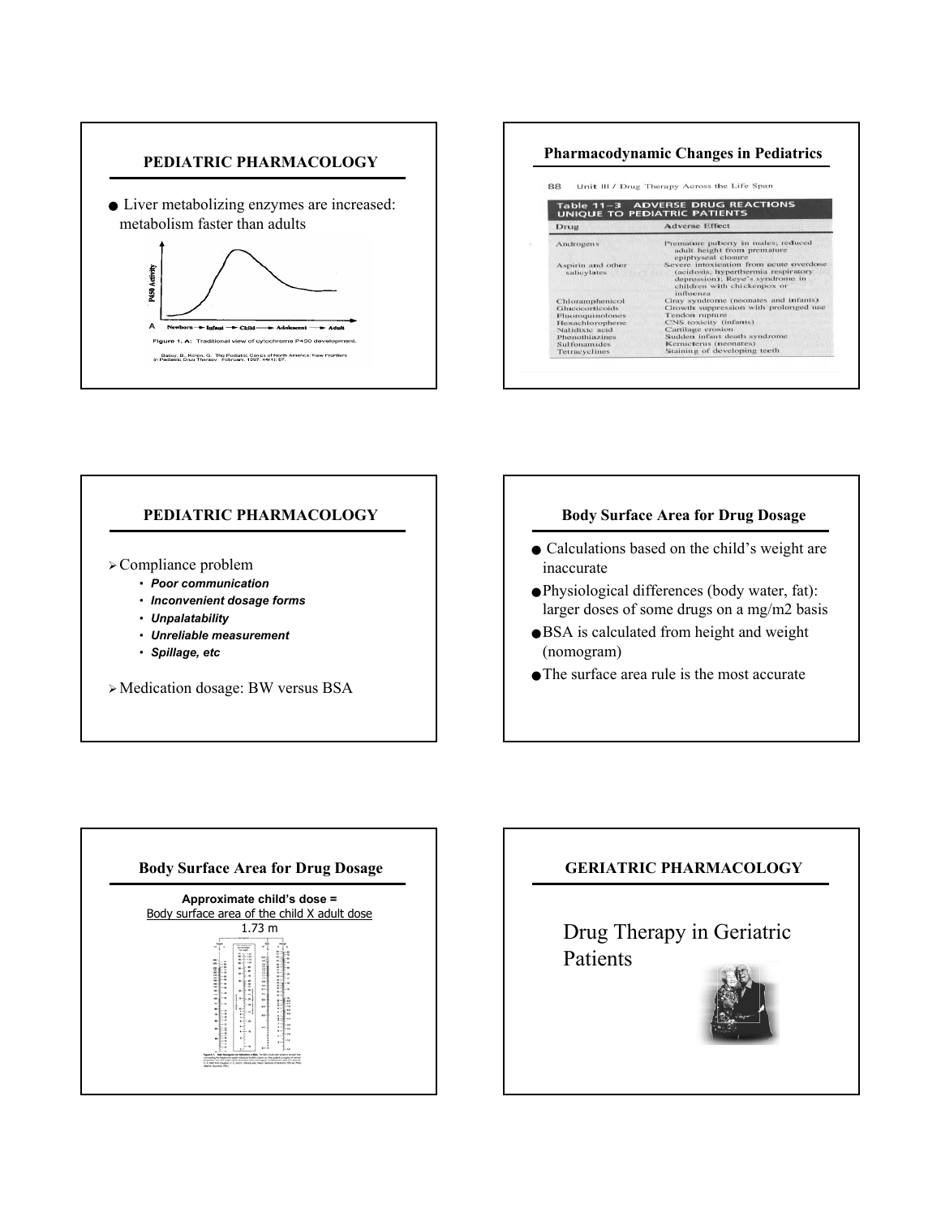## PEDIATRIC PHARMACOLOGY

- Liver metabolizing enzymes are increased: metabolism faster than adults

P450 Activity

A Newborn → Infant → Child → Adolescent → Adult

Figure 1. A: Traditional view of cytochrome P450 development.

Bailey, B., Koren, G. The Pediatric Clinics of North America: New Frontiers in Pediatric Drug Therapy. February, 1997. 44(1):67.

## Pharmacodynamic Changes in Pediatrics

88 Unit III / Drug Therapy Across the Life Span

**Table 11–3 ADVERSE DRUG REACTIONS UNIQUE TO PEDIATRIC PATIENTS**

| Drug | Adverse Effect |
| --- | --- |
| Androgens | Premature puberty in males; reduced adult height from premature epiphyseal closure |
| Aspirin and other salicylates | Severe intoxication from acute overdose (acidosis, hyperthermia respiratory depression); Reye's syndrome in children with chickenpox or influenza |
| Chloramphenicol | Gray syndrome (neonates and infants) |
| Glucocorticoids | Growth suppression with prolonged use |
| Fluoroquinolones | Tendon rupture |
| Hexachlorophene | CNS toxicity (infants) |
| Nalidixic acid | Cartilage erosion |
| Phenothiazines | Sudden infant death syndrome |
| Sulfonamides | Kernicterus (neonates) |
| Tetracyclines | Staining of developing teeth |

## PEDIATRIC PHARMACOLOGY

- Compliance problem
  - ***Poor communication***
  - ***Inconvenient dosage forms***
  - ***Unpalatability***
  - ***Unreliable measurement***
  - ***Spillage, etc***
- Medication dosage: BW versus BSA

## Body Surface Area for Drug Dosage

- Calculations based on the child's weight are inaccurate
- Physiological differences (body water, fat): larger doses of some drugs on a mg/m2 basis
- BSA is calculated from height and weight (nomogram)
- The surface area rule is the most accurate

## Body Surface Area for Drug Dosage

**Approximate child's dose =**

$$\frac{\text{Body surface area of the child} \times \text{adult dose}}{1.73\text{ m}}$$

## GERIATRIC PHARMACOLOGY

Drug Therapy in Geriatric Patients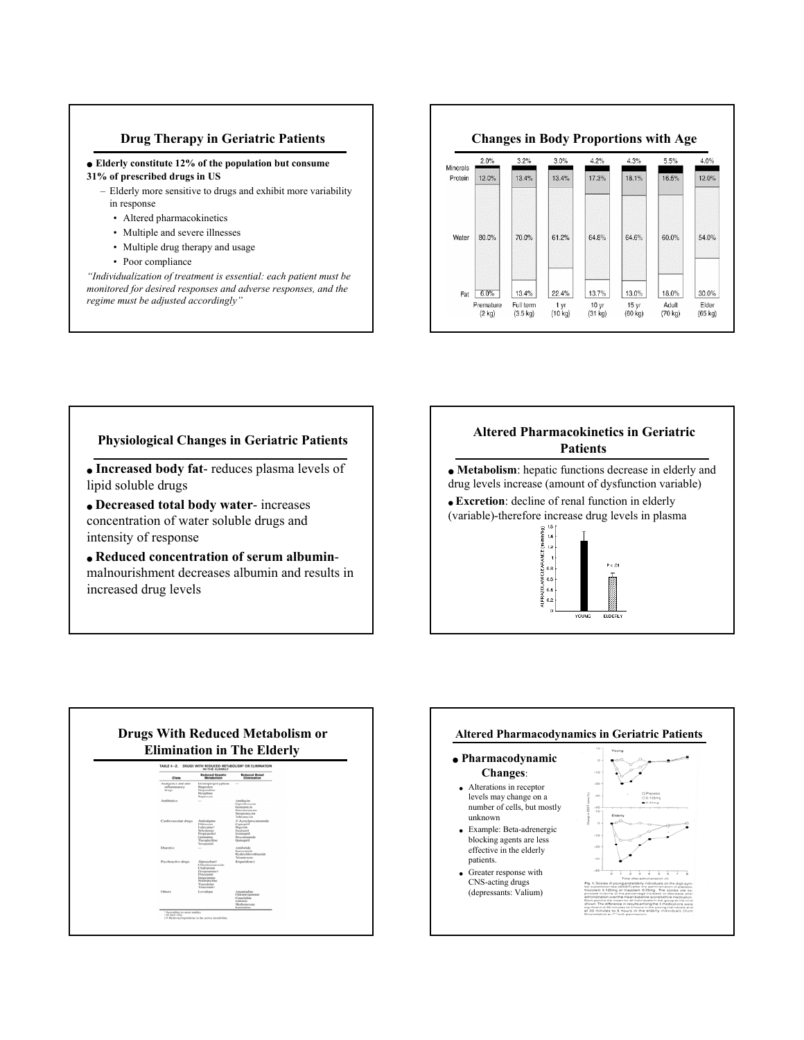## Drug Therapy in Geriatric Patients

- **Elderly constitute 12% of the population but consume 31% of prescribed drugs in US**
  - Elderly more sensitive to drugs and exhibit more variability in response
    - Altered pharmacokinetics
    - Multiple and severe illnesses
    - Multiple drug therapy and usage
    - Poor compliance

*"Individualization of treatment is essential: each patient must be monitored for desired responses and adverse responses, and the regime must be adjusted accordingly"*

## Changes in Body Proportions with Age

| | Premature (2 kg) | Full term (3.5 kg) | 1 yr (10 kg) | 10 yr (31 kg) | 15 yr (60 kg) | Adult (70 kg) | Elder (65 kg) |
|---|---|---|---|---|---|---|---|
| Minerals | 2.0% | 3.2% | 3.0% | 4.2% | 4.3% | 5.5% | 4.0% |
| Protein | 12.0% | 13.4% | 13.4% | 17.3% | 18.1% | 16.5% | 12.0% |
| Water | 80.0% | 70.0% | 61.2% | 64.8% | 64.6% | 60.0% | 54.0% |
| Fat | 6.0% | 13.4% | 22.4% | 13.7% | 13.0% | 18.0% | 30.0% |

## Physiological Changes in Geriatric Patients

- **Increased body fat**- reduces plasma levels of lipid soluble drugs
- **Decreased total body water**- increases concentration of water soluble drugs and intensity of response
- **Reduced concentration of serum albumin**- malnourishment decreases albumin and results in increased drug levels

## Altered Pharmacokinetics in Geriatric Patients

- **Metabolism**: hepatic functions decrease in elderly and drug levels increase (amount of dysfunction variable)
- **Excretion**: decline of renal function in elderly (variable)-therefore increase drug levels in plasma

## Drugs With Reduced Metabolism or Elimination in The Elderly

TABLE 4–2. DRUGS WITH REDUCED METABOLISM OR ELIMINATION IN THE ELDERLY

| Class | Reduced Hepatic Metabolism | Reduced Renal Elimination |
|---|---|---|
| Analgesics and anti-inflammatory drugs | Dextropropoxyphene, Ibuprofen, Meperidine, Morphine, Naproxen | — |
| Antibiotics | — | Amikacin, Ciprofloxacin, Gentamicin, Nitrofurantoin, Streptomycin, Tobramycin |
| Cardiovascular drugs | Amlodipine, Diltiazem, Lidocaine, Nifedipine, Propranolol, Quinidine, Theophylline, Verapamil | N-Acetylprocainamide, Captopril, Digoxin, Enalapril, Lisinopril, Procainamide, Quinapril |
| Diuretics | — | Amiloride, Furosemide, Hydrochlorothiazide, Triamterene |
| Psychoactive drugs | Alprazolam, Chlordiazepoxide, Clobazam, Desipramine, Diazepam, Imipramine, Nortriptyline, Trazodone, Triazolam | Risperidone |
| Others | Levodopa | Amantadine, Chlorpropamide, Cimetidine, Lithium, Methotrexate, Ranitidine |

## Altered Pharmacodynamics in Geriatric Patients

- **Pharmacodynamic Changes**:
  - Alterations in receptor levels may change on a number of cells, but mostly unknown
  - Example: Beta-adrenergic blocking agents are less effective in the elderly patients.
  - Greater response with CNS-acting drugs (depressants: Valium)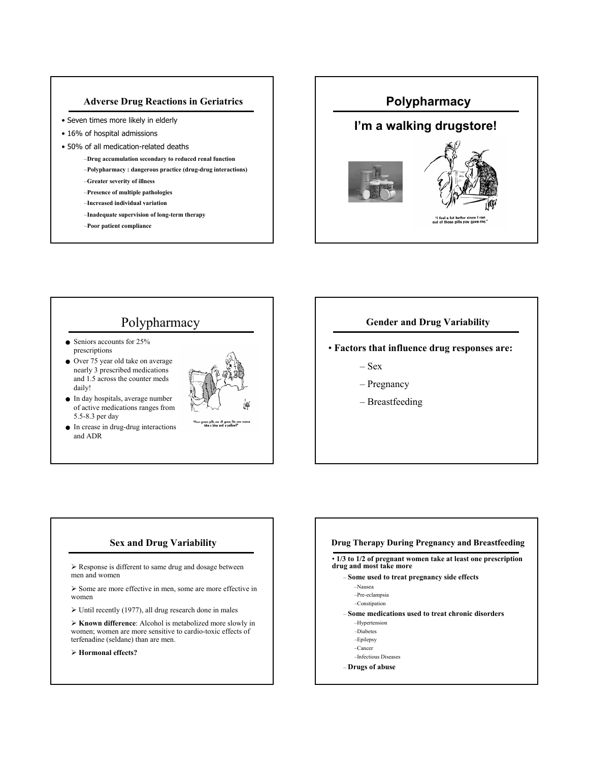## Adverse Drug Reactions in Geriatrics

- Seven times more likely in elderly
- 16% of hospital admissions
- 50% of all medication-related deaths
  - **Drug accumulation secondary to reduced renal function**
  - **Polypharmacy : dangerous practice (drug-drug interactions)**
  - **Greater severity of illness**
  - **Presence of multiple pathologies**
  - **Increased individual variation**
  - **Inadequate supervision of long-term therapy**
  - **Poor patient compliance**

## Polypharmacy

### I'm a walking drugstore!

"I feel a lot better since I ran out of those pills you gave me."

## Polypharmacy

- Seniors accounts for 25% prescriptions
- Over 75 year old take on average nearly 3 prescribed medications and 1.5 across the counter meds daily!
- In day hospitals, average number of active medications ranges from 5.5-8.3 per day
- In crease in drug-drug interactions and ADR

"Your green pills are all gone. Do you wanna take a blue and a yellow?"

## Gender and Drug Variability

- **Factors that influence drug responses are:**
  - Sex
  - Pregnancy
  - Breastfeeding

## Sex and Drug Variability

- Response is different to same drug and dosage between men and women
- Some are more effective in men, some are more effective in women
- Until recently (1977), all drug research done in males
- **Known difference**: Alcohol is metabolized more slowly in women; women are more sensitive to cardio-toxic effects of terfenadine (seldane) than are men.
- **Hormonal effects?**

## Drug Therapy During Pregnancy and Breastfeeding

- **1/3 to 1/2 of pregnant women take at least one prescription drug and most take more**
  - **Some used to treat pregnancy side effects**
    - Nausea
    - Pre-eclampsia
    - Constipation
  - **Some medications used to treat chronic disorders**
    - Hypertension
    - Diabetes
    - Epilepsy
    - Cancer
    - Infectious Diseases
  - **Drugs of abuse**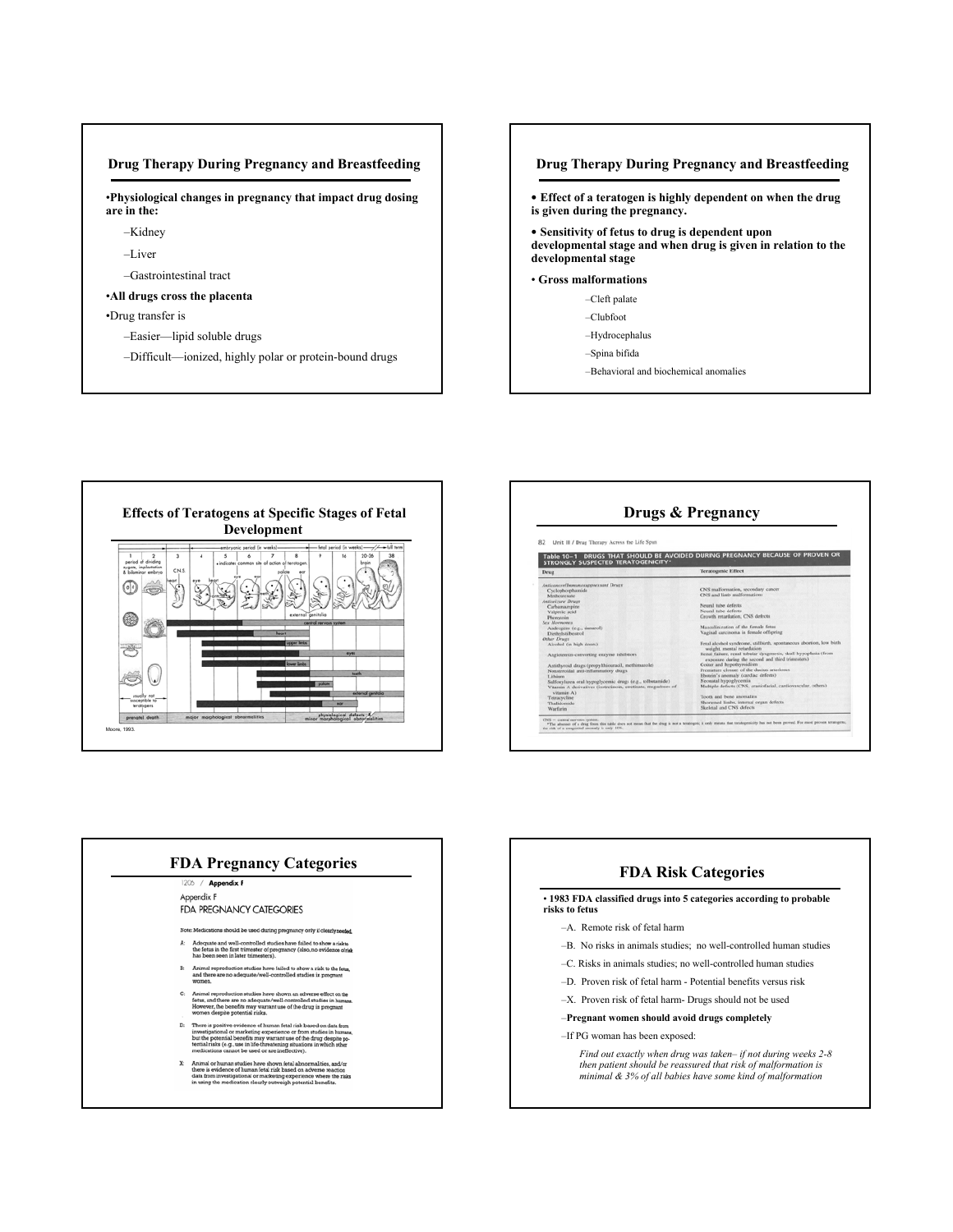## Drug Therapy During Pregnancy and Breastfeeding

- **Physiological changes in pregnancy that impact drug dosing are in the:**
  - Kidney
  - Liver
  - Gastrointestinal tract
- **All drugs cross the placenta**
- Drug transfer is
  - Easier—lipid soluble drugs
  - Difficult—ionized, highly polar or protein-bound drugs

## Drug Therapy During Pregnancy and Breastfeeding

- **Effect of a teratogen is highly dependent on when the drug is given during the pregnancy.**
- **Sensitivity of fetus to drug is dependent upon developmental stage and when drug is given in relation to the developmental stage**
- **Gross malformations**
  - Cleft palate
  - Clubfoot
  - Hydrocephalus
  - Spina bifida
  - Behavioral and biochemical anomalies

## Effects of Teratogens at Specific Stages of Fetal Development

Moore, 1993.

## Drugs & Pregnancy

82 Unit III / Drug Therapy Across the Life Span

**Table 10–1 DRUGS THAT SHOULD BE AVOIDED DURING PREGNANCY BECAUSE OF PROVEN OR STRONGLY SUSPECTED TERATOGENICITY***

| Drug | Teratogenic Effect |
|---|---|
| *Anticancer/Immunosuppressant Drugs* | |
| Cyclophosphamide | CNS malformation, secondary cancer |
| Methotrexate | CNS and limb malformations |
| *Antiseizure Drugs* | |
| Carbamazepine | Neural tube defects |
| Valproic acid | Neural tube defects |
| Phenytoin | Growth retardation, CNS defects |
| *Sex Hormones* | |
| Androgens (e.g., danazol) | Masculinization of the female fetus |
| Diethylstilbestrol | Vaginal carcinoma in female offspring |
| *Other Drugs* | |
| Alcohol (in high doses) | Fetal alcohol syndrome, stillbirth, spontaneous abortion, low birth weight, mental retardation |
| Angiotensin-converting enzyme inhibitors | Renal failure, renal tubular dysgenesis, skull hypoplasia (from exposure during the second and third trimesters) |
| Antithyroid drugs (propylthiouracil, methimazole) | Goiter and hypothyroidism |
| Nonsteroidal anti-inflammatory drugs | Premature closure of the ductus arteriosus |
| Lithium | Ebstein's anomaly (cardiac defects) |
| Sulfonylurea oral hypoglycemic drugs (e.g., tolbutamide) | Neonatal hypoglycemia |
| Vitamin A derivatives (isotretinoin, etretinate, megadoses of vitamin A) | Multiple defects (CNS, craniofacial, cardiovascular, others) |
| Tetracycline | Tooth and bone anomalies |
| Thalidomide | Shortened limbs, internal organ defects |
| Warfarin | Skeletal and CNS defects |

CNS = central nervous system.
*The absence of a drug from this table does not mean that the drug is not a teratogen, it only means that teratogenicity has not been proven. For most proven teratogens, the risk of a congenital anomaly is only 10%.

## FDA Pregnancy Categories

1205 / **Appendix F**

Appendix F
FDA PREGNANCY CATEGORIES

Note: Medications should be used during pregnancy only if clearly needed.

A: Adequate and well-controlled studies have failed to show a risk to the fetus in the first trimester of pregnancy (also, no evidence of risk has been seen in later trimesters).

B: Animal reproduction studies have failed to show a risk to the fetus, and there are no adequate/well-controlled studies in pregnant women.

C: Animal reproduction studies have shown an adverse effect on the fetus, and there are no adequate/well-controlled studies in humans. However, the benefits may warrant use of the drug in pregnant women despite potential risks.

D: There is positive evidence of human fetal risk based on data from investigational or marketing experience or from studies in humans, but the potential benefits may warrant use of the drug despite potential risks (e.g., use in life-threatening situations in which other medications cannot be used or are ineffective).

X: Animal or human studies have shown fetal abnormalities, and/or there is evidence of human fetal risk based on adverse reaction data from investigational or marketing experience where the risks in using the medication clearly outweigh potential benefits.

## FDA Risk Categories

- **1983 FDA classified drugs into 5 categories according to probable risks to fetus**
  - A. Remote risk of fetal harm
  - B. No risks in animals studies; no well-controlled human studies
  - C. Risks in animals studies; no well-controlled human studies
  - D. Proven risk of fetal harm - Potential benefits versus risk
  - X. Proven risk of fetal harm- Drugs should not be used
  - **Pregnant women should avoid drugs completely**
  - If PG woman has been exposed:

    *Find out exactly when drug was taken– if not during weeks 2-8 then patient should be reassured that risk of malformation is minimal & 3% of all babies have some kind of malformation*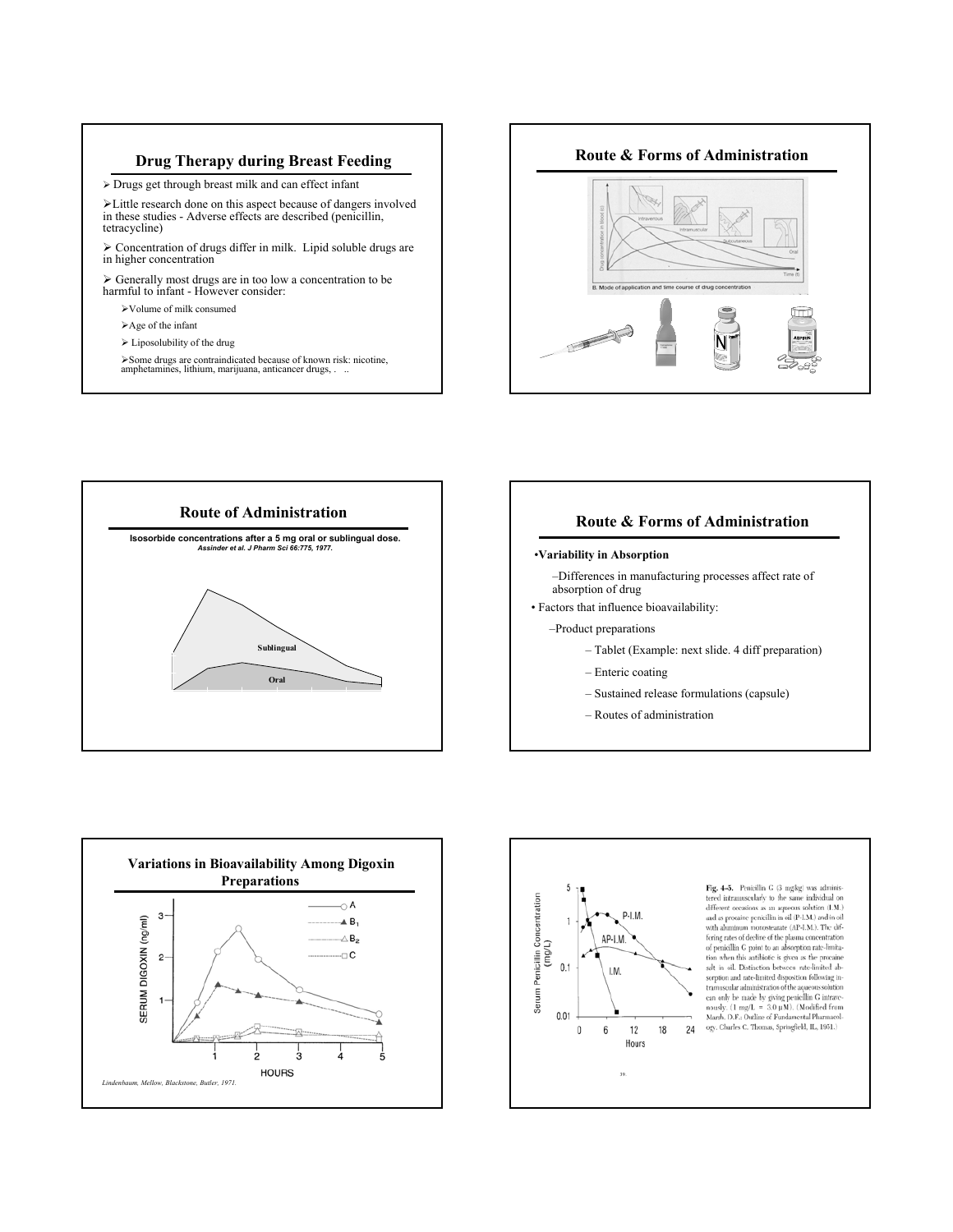## Drug Therapy during Breast Feeding

- Drugs get through breast milk and can effect infant
- Little research done on this aspect because of dangers involved in these studies - Adverse effects are described (penicillin, tetracycline)
- Concentration of drugs differ in milk. Lipid soluble drugs are in higher concentration
- Generally most drugs are in too low a concentration to be harmful to infant - However consider:
  - Volume of milk consumed
  - Age of the infant
  - Liposolubility of the drug
  - Some drugs are contraindicated because of known risk: nicotine, amphetamines, lithium, marijuana, anticancer drugs, . ..

## Route & Forms of Administration

B. Mode of application and time course of drug concentration

## Route of Administration

**Isosorbide concentrations after a 5 mg oral or sublingual dose.**
***Assinder et al. J Pharm Sci 66:775, 1977.***

Sublingual

Oral

## Route & Forms of Administration

- **Variability in Absorption**
  - Differences in manufacturing processes affect rate of absorption of drug
- Factors that influence bioavailability:
  - Product preparations
    - Tablet (Example: next slide. 4 diff preparation)
    - Enteric coating
    - Sustained release formulations (capsule)
    - Routes of administration

## Variations in Bioavailability Among Digoxin Preparations

*Lindenbaum, Mellow, Blackstone, Butler, 1971.*

**Fig. 4-5.** Penicillin G (3 mg/kg) was administered intramuscularly to the same individual on different occasions as an aqueous solution (I.M.) and as procaine penicillin in oil (P-I.M.) and in oil with aluminum monostearate (AP-I.M.). The differing rates of decline of the plasma concentration of penicillin G point to an absorption rate-limitation when this antibiotic is given as the procaine salt in oil. Distinction between rate-limited absorption and rate-limited disposition following intramuscular administration of the aqueous solution can only be made by giving penicillin G intravenously. (1 mg/L = 3.0 μM). (Modified from Marsh, D.F.: Outline of Fundamental Pharmacology. Charles C. Thomas, Springfield, IL, 1951.)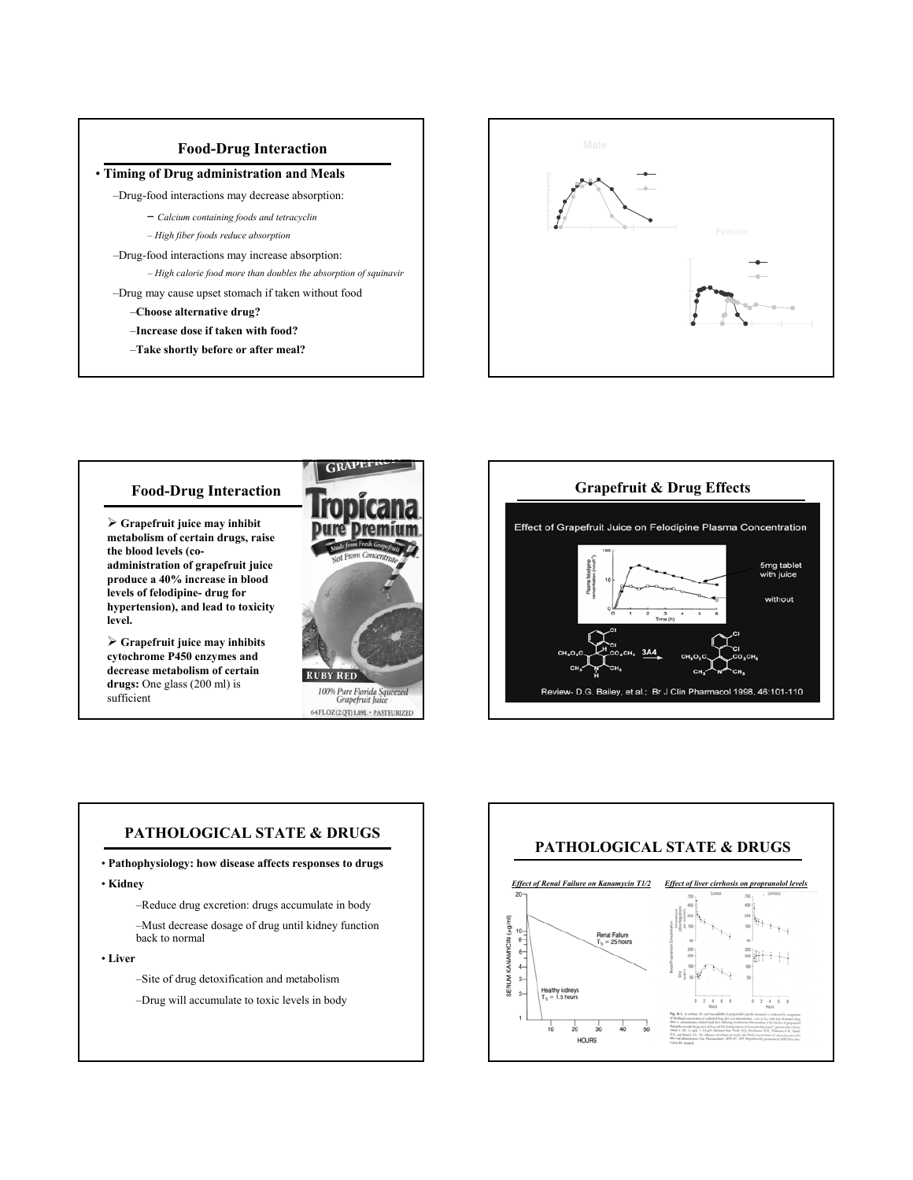## Food-Drug Interaction

- **Timing of Drug administration and Meals**
  - –Drug-food interactions may decrease absorption:
    - – *Calcium containing foods and tetracyclin*
    - – *High fiber foods reduce absorption*
  - –Drug-food interactions may increase absorption:
    - – *High calorie food more than doubles the absorption of squinavir*
  - –Drug may cause upset stomach if taken without food
    - –**Choose alternative drug?**
    - –**Increase dose if taken with food?**
    - –**Take shortly before or after meal?**

Male

Female

## Food-Drug Interaction

- **Grapefruit juice may inhibit metabolism of certain drugs, raise the blood levels (co-administration of grapefruit juice produce a 40% increase in blood levels of felodipine- drug for hypertension), and lead to toxicity level.**
- **Grapefruit juice may inhibits cytochrome P450 enzymes and decrease metabolism of certain drugs:** One glass (200 ml) is sufficient

GRAPEFRUIT

Tropicana Pure Premium. Made from Fresh Grapefruit Not From Concentrate

RUBY RED

100% Pure Florida Squeezed Grapefruit Juice

64 FL OZ (2 QT) 1.89L · PASTEURIZED

## Grapefruit & Drug Effects

Effect of Grapefruit Juice on Felodipine Plasma Concentration

5mg tablet with juice

without

3A4

Review- D.G. Bailey, et al.: Br J Clin Pharmacol 1998, 46:101-110

## PATHOLOGICAL STATE & DRUGS

- **Pathophysiology: how disease affects responses to drugs**
- **Kidney**
  - –Reduce drug excretion: drugs accumulate in body
  - –Must decrease dosage of drug until kidney function back to normal
- **Liver**
  - –Site of drug detoxification and metabolism
  - –Drug will accumulate to toxic levels in body

## PATHOLOGICAL STATE & DRUGS

***Effect of Renal Failure on Kanamycin T1/2***

Renal Failure $T_{1/2}$ = 25 hours

Healthy kidneys $T_{1/2}$ = 1.5 hours

***Effect of liver cirrhosis on propranolol levels***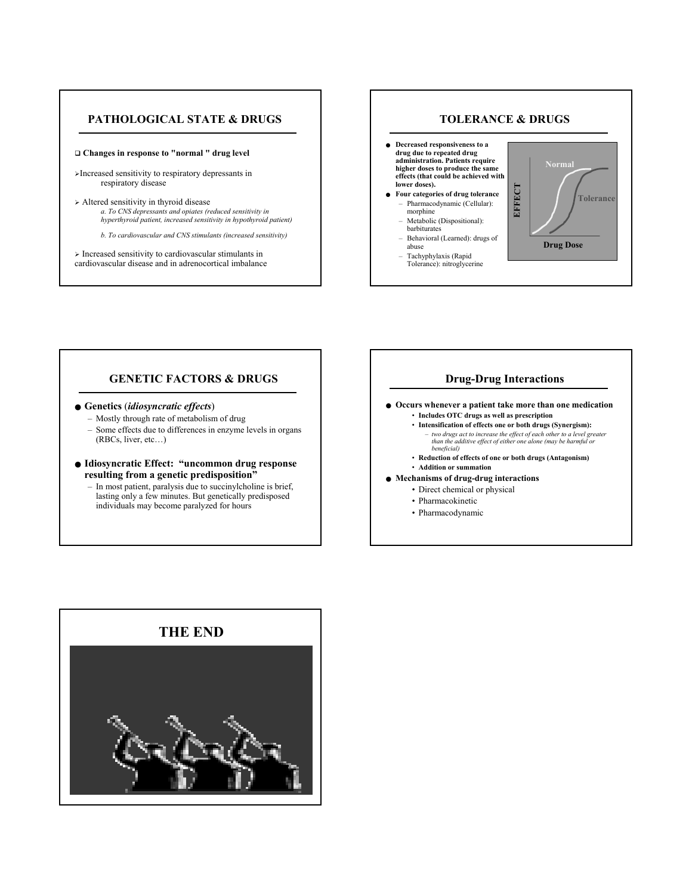## PATHOLOGICAL STATE & DRUGS

- **Changes in response to "normal " drug level**

- Increased sensitivity to respiratory depressants in respiratory disease

- Altered sensitivity in thyroid disease
  - *a. To CNS depressants and opiates (reduced sensitivity in hyperthyroid patient, increased sensitivity in hypothyroid patient)*
  - *b. To cardiovascular and CNS stimulants (increased sensitivity)*

- Increased sensitivity to cardiovascular stimulants in cardiovascular disease and in adrenocortical imbalance

## TOLERANCE & DRUGS

- **Decreased responsiveness to a drug due to repeated drug administration. Patients require higher doses to produce the same effects (that could be achieved with lower doses).**
- **Four categories of drug tolerance**
  - Pharmacodynamic (Cellular): morphine
  - Metabolic (Dispositional): barbiturates
  - Behavioral (Learned): drugs of abuse
  - Tachyphylaxis (Rapid Tolerance): nitroglycerine

EFFECT

Normal

Tolerance

Drug Dose

## GENETIC FACTORS & DRUGS

- **Genetics** (***idiosyncratic effects***)
  - Mostly through rate of metabolism of drug
  - Some effects due to differences in enzyme levels in organs (RBCs, liver, etc…)

- **Idiosyncratic Effect: "uncommon drug response resulting from a genetic predisposition"**
  - In most patient, paralysis due to succinylcholine is brief, lasting only a few minutes. But genetically predisposed individuals may become paralyzed for hours

## Drug-Drug Interactions

- **Occurs whenever a patient take more than one medication**
  - **Includes OTC drugs as well as prescription**
  - **Intensification of effects one or both drugs (Synergism):**
    - *two drugs act to increase the effect of each other to a level greater than the additive effect of either one alone (may be harmful or beneficial)*
  - **Reduction of effects of one or both drugs (Antagonism)**
  - **Addition or summation**
- **Mechanisms of drug-drug interactions**
  - Direct chemical or physical
  - Pharmacokinetic
  - Pharmacodynamic

## THE END